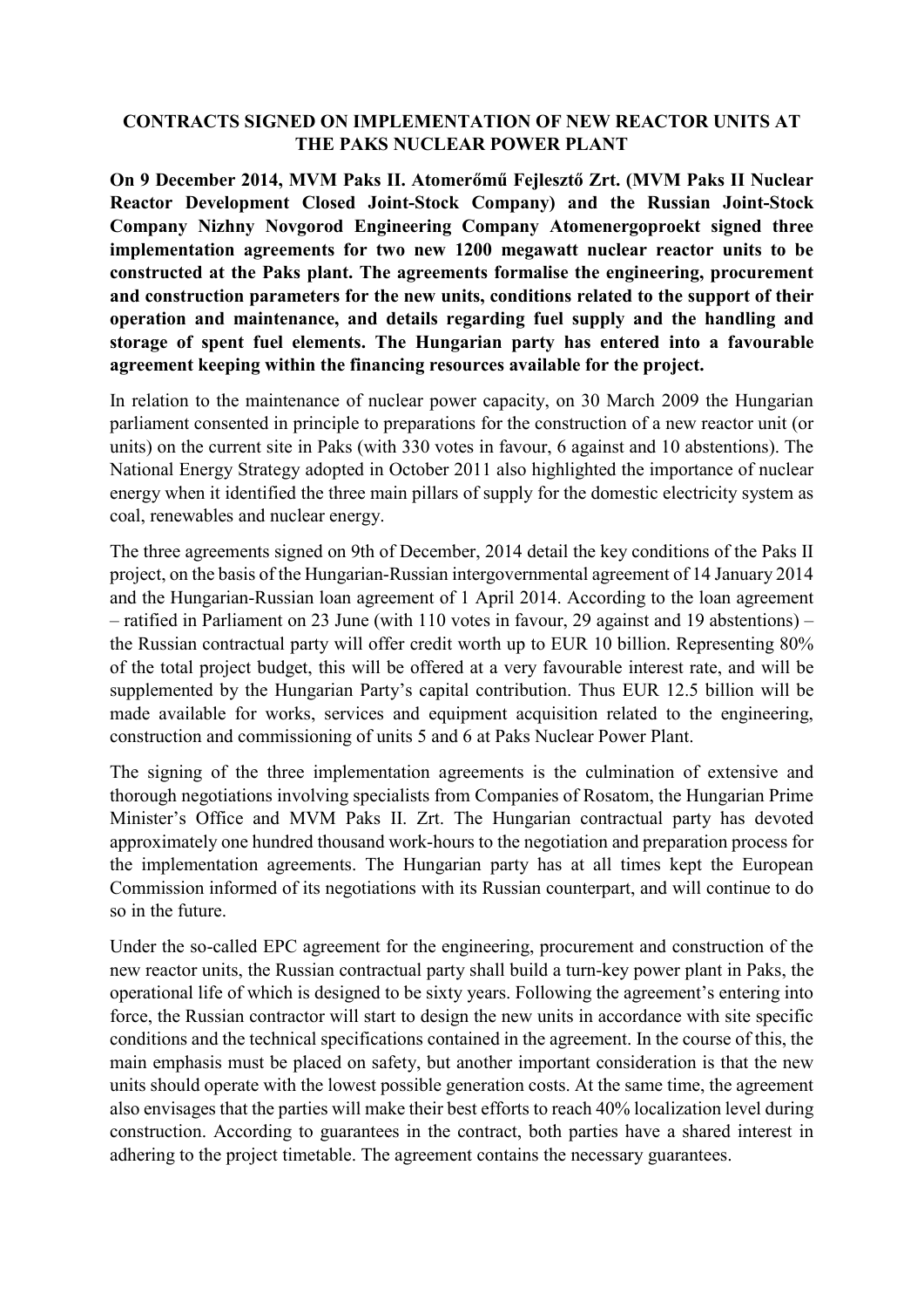# CONTRACTS SIGNED ON IMPLEMENTATION OF NEW REACTOR UNITS AT THE PAKS NUCLEAR POWER PLANT

**On 9 December 2014, MVM Paks II. Atomerőmű Fejlesztő Zrt. (MVM Paks II Nuclear Reactor Development Closed Joint-Stock Company) and the Russian Joint-Stock Company Nizhny Novgorod Engineering Company Atomenergoproekt signed three implementation agreements for two new 1200 megawatt nuclear reactor units to be constructed at the Paks plant. The agreements formalise the engineering, procurement and construction parameters for the new units, conditions related to the support of their operation and maintenance, and details regarding fuel supply and the handling and storage of spent fuel elements. The Hungarian party has entered into a favourable agreement keeping within the financing resources available for the project.**

In relation to the maintenance of nuclear power capacity, on 30 March 2009 the Hungarian parliament consented in principle to preparations for the construction of a new reactor unit (or units) on the current site in Paks (with 330 votes in favour, 6 against and 10 abstentions). The National Energy Strategy adopted in October 2011 also highlighted the importance of nuclear energy when it identified the three main pillars of supply for the domestic electricity system as coal, renewables and nuclear energy.

The three agreements signed on 9th of December, 2014 detail the key conditions of the Paks II project, on the basis of the Hungarian-Russian intergovernmental agreement of 14 January 2014 and the Hungarian-Russian loan agreement of 1 April 2014. According to the loan agreement – ratified in Parliament on 23 June (with 110 votes in favour, 29 against and 19 abstentions) – the Russian contractual party will offer credit worth up to EUR 10 billion. Representing 80% of the total project budget, this will be offered at a very favourable interest rate, and will be supplemented by the Hungarian Party's capital contribution. Thus EUR 12.5 billion will be made available for works, services and equipment acquisition related to the engineering, construction and commissioning of units 5 and 6 at Paks Nuclear Power Plant.

The signing of the three implementation agreements is the culmination of extensive and thorough negotiations involving specialists from Companies of Rosatom, the Hungarian Prime Minister's Office and MVM Paks II. Zrt. The Hungarian contractual party has devoted approximately one hundred thousand work-hours to the negotiation and preparation process for the implementation agreements. The Hungarian party has at all times kept the European Commission informed of its negotiations with its Russian counterpart, and will continue to do so in the future.

Under the so-called EPC agreement for the engineering, procurement and construction of the new reactor units, the Russian contractual party shall build a turn-key power plant in Paks, the operational life of which is designed to be sixty years. Following the agreement's entering into force, the Russian contractor will start to design the new units in accordance with site specific conditions and the technical specifications contained in the agreement. In the course of this, the main emphasis must be placed on safety, but another important consideration is that the new units should operate with the lowest possible generation costs. At the same time, the agreement also envisages that the parties will make their best efforts to reach 40% localization level during construction. According to guarantees in the contract, both parties have a shared interest in adhering to the project timetable. The agreement contains the necessary guarantees.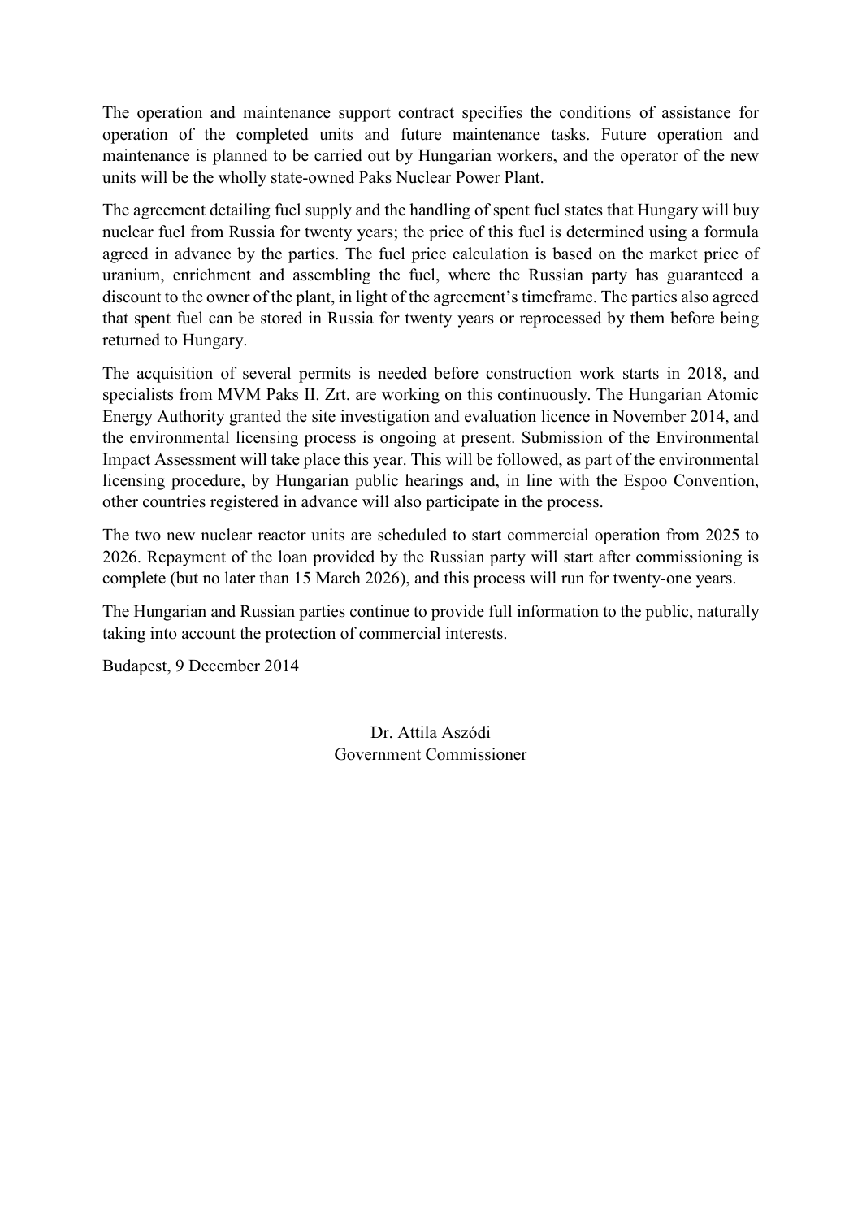The operation and maintenance support contract specifies the conditions of assistance for operation of the completed units and future maintenance tasks. Future operation and maintenance is planned to be carried out by Hungarian workers, and the operator of the new units will be the wholly state-owned Paks Nuclear Power Plant.

The agreement detailing fuel supply and the handling of spent fuel states that Hungary will buy nuclear fuel from Russia for twenty years; the price of this fuel is determined using a formula agreed in advance by the parties. The fuel price calculation is based on the market price of uranium, enrichment and assembling the fuel, where the Russian party has guaranteed a discount to the owner of the plant, in light of the agreement's timeframe. The parties also agreed that spent fuel can be stored in Russia for twenty years or reprocessed by them before being returned to Hungary.

The acquisition of several permits is needed before construction work starts in 2018, and specialists from MVM Paks II. Zrt. are working on this continuously. The Hungarian Atomic Energy Authority granted the site investigation and evaluation licence in November 2014, and the environmental licensing process is ongoing at present. Submission of the Environmental Impact Assessment will take place this year. This will be followed, as part of the environmental licensing procedure, by Hungarian public hearings and, in line with the Espoo Convention, other countries registered in advance will also participate in the process.

The two new nuclear reactor units are scheduled to start commercial operation from 2025 to 2026. Repayment of the loan provided by the Russian party will start after commissioning is complete (but no later than 15 March 2026), and this process will run for twenty-one years.

The Hungarian and Russian parties continue to provide full information to the public, naturally taking into account the protection of commercial interests.

Budapest, 9 December 2014

Dr. Attila Aszódi
Government Commissioner